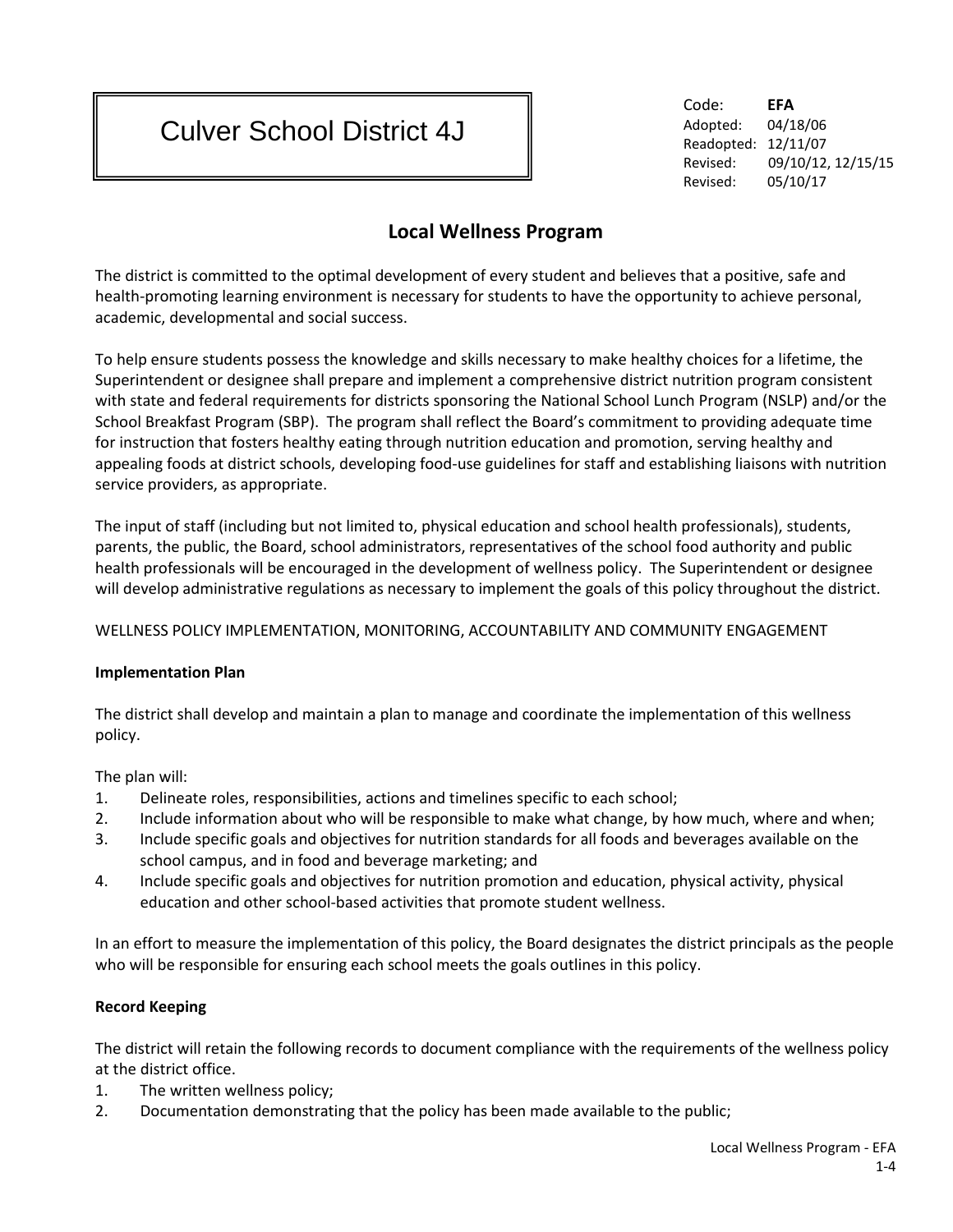# Culver School District 4J

Code: **EFA**
Adopted: 04/18/06
Readopted: 12/11/07
Revised: 09/10/12, 12/15/15
Revised: 05/10/17

## Local Wellness Program

The district is committed to the optimal development of every student and believes that a positive, safe and health-promoting learning environment is necessary for students to have the opportunity to achieve personal, academic, developmental and social success.

To help ensure students possess the knowledge and skills necessary to make healthy choices for a lifetime, the Superintendent or designee shall prepare and implement a comprehensive district nutrition program consistent with state and federal requirements for districts sponsoring the National School Lunch Program (NSLP) and/or the School Breakfast Program (SBP). The program shall reflect the Board's commitment to providing adequate time for instruction that fosters healthy eating through nutrition education and promotion, serving healthy and appealing foods at district schools, developing food-use guidelines for staff and establishing liaisons with nutrition service providers, as appropriate.

The input of staff (including but not limited to, physical education and school health professionals), students, parents, the public, the Board, school administrators, representatives of the school food authority and public health professionals will be encouraged in the development of wellness policy. The Superintendent or designee will develop administrative regulations as necessary to implement the goals of this policy throughout the district.

WELLNESS POLICY IMPLEMENTATION, MONITORING, ACCOUNTABILITY AND COMMUNITY ENGAGEMENT

**Implementation Plan**

The district shall develop and maintain a plan to manage and coordinate the implementation of this wellness policy.

The plan will:

1. Delineate roles, responsibilities, actions and timelines specific to each school;
2. Include information about who will be responsible to make what change, by how much, where and when;
3. Include specific goals and objectives for nutrition standards for all foods and beverages available on the school campus, and in food and beverage marketing; and
4. Include specific goals and objectives for nutrition promotion and education, physical activity, physical education and other school-based activities that promote student wellness.

In an effort to measure the implementation of this policy, the Board designates the district principals as the people who will be responsible for ensuring each school meets the goals outlines in this policy.

**Record Keeping**

The district will retain the following records to document compliance with the requirements of the wellness policy at the district office.

1. The written wellness policy;
2. Documentation demonstrating that the policy has been made available to the public;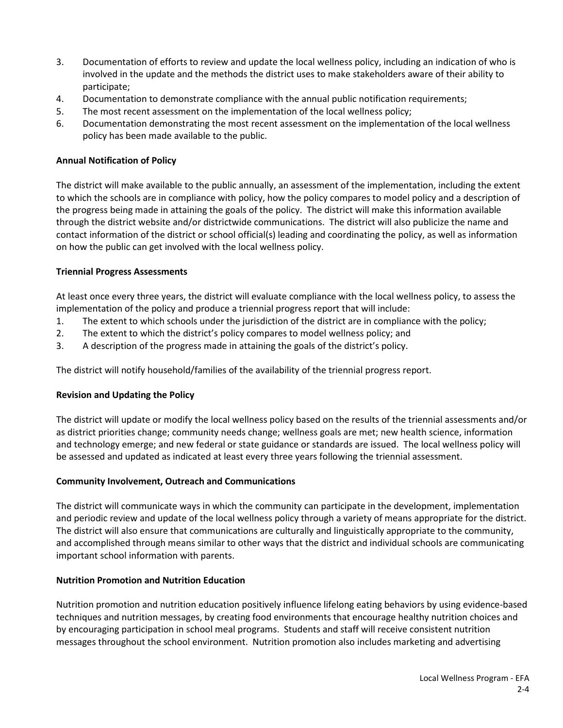3. Documentation of efforts to review and update the local wellness policy, including an indication of who is involved in the update and the methods the district uses to make stakeholders aware of their ability to participate;
4. Documentation to demonstrate compliance with the annual public notification requirements;
5. The most recent assessment on the implementation of the local wellness policy;
6. Documentation demonstrating the most recent assessment on the implementation of the local wellness policy has been made available to the public.

**Annual Notification of Policy**

The district will make available to the public annually, an assessment of the implementation, including the extent to which the schools are in compliance with policy, how the policy compares to model policy and a description of the progress being made in attaining the goals of the policy. The district will make this information available through the district website and/or districtwide communications. The district will also publicize the name and contact information of the district or school official(s) leading and coordinating the policy, as well as information on how the public can get involved with the local wellness policy.

**Triennial Progress Assessments**

At least once every three years, the district will evaluate compliance with the local wellness policy, to assess the implementation of the policy and produce a triennial progress report that will include:

1. The extent to which schools under the jurisdiction of the district are in compliance with the policy;
2. The extent to which the district's policy compares to model wellness policy; and
3. A description of the progress made in attaining the goals of the district's policy.

The district will notify household/families of the availability of the triennial progress report.

**Revision and Updating the Policy**

The district will update or modify the local wellness policy based on the results of the triennial assessments and/or as district priorities change; community needs change; wellness goals are met; new health science, information and technology emerge; and new federal or state guidance or standards are issued. The local wellness policy will be assessed and updated as indicated at least every three years following the triennial assessment.

**Community Involvement, Outreach and Communications**

The district will communicate ways in which the community can participate in the development, implementation and periodic review and update of the local wellness policy through a variety of means appropriate for the district. The district will also ensure that communications are culturally and linguistically appropriate to the community, and accomplished through means similar to other ways that the district and individual schools are communicating important school information with parents.

**Nutrition Promotion and Nutrition Education**

Nutrition promotion and nutrition education positively influence lifelong eating behaviors by using evidence-based techniques and nutrition messages, by creating food environments that encourage healthy nutrition choices and by encouraging participation in school meal programs. Students and staff will receive consistent nutrition messages throughout the school environment. Nutrition promotion also includes marketing and advertising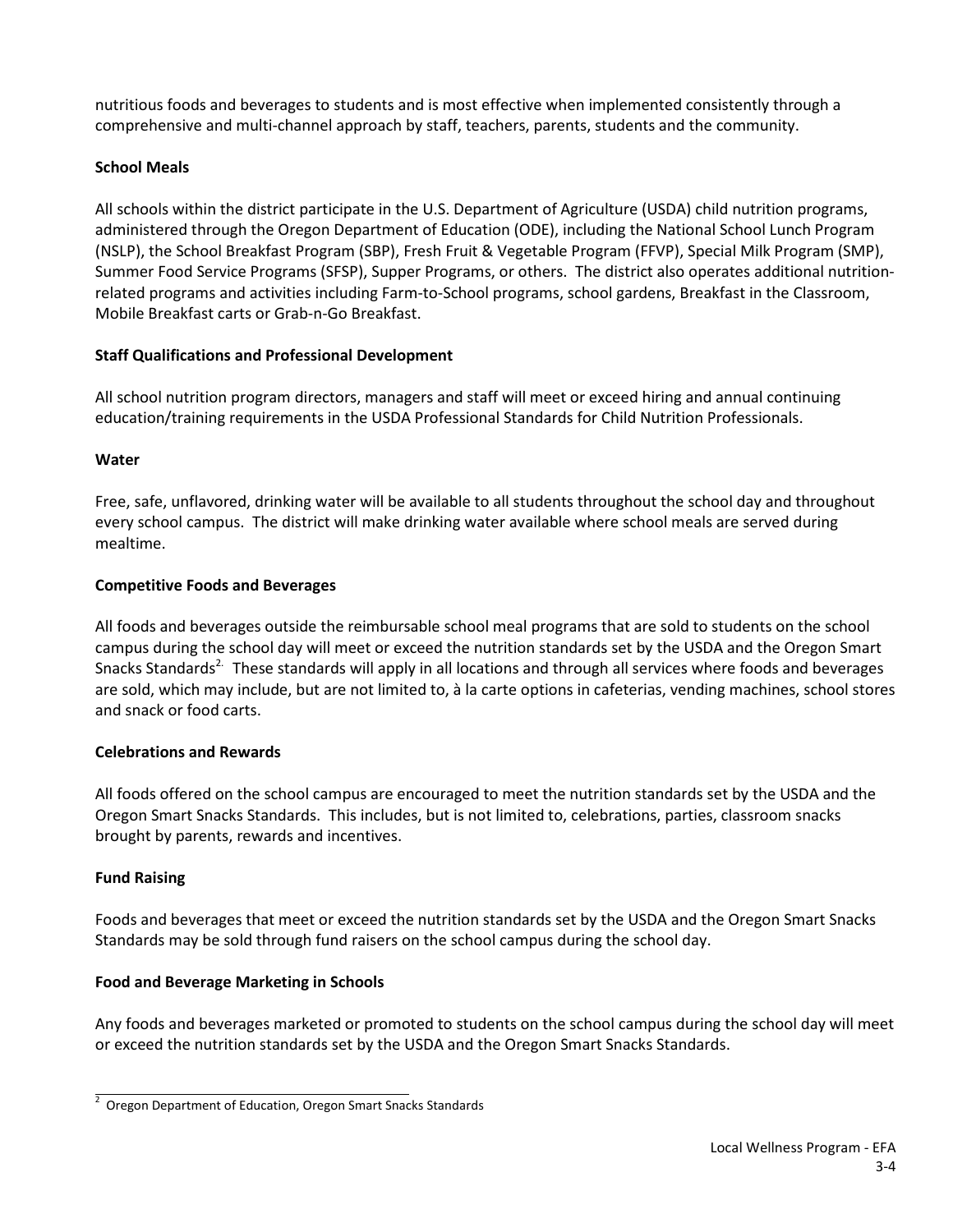nutritious foods and beverages to students and is most effective when implemented consistently through a comprehensive and multi-channel approach by staff, teachers, parents, students and the community.

**School Meals**

All schools within the district participate in the U.S. Department of Agriculture (USDA) child nutrition programs, administered through the Oregon Department of Education (ODE), including the National School Lunch Program (NSLP), the School Breakfast Program (SBP), Fresh Fruit & Vegetable Program (FFVP), Special Milk Program (SMP), Summer Food Service Programs (SFSP), Supper Programs, or others. The district also operates additional nutrition-related programs and activities including Farm-to-School programs, school gardens, Breakfast in the Classroom, Mobile Breakfast carts or Grab-n-Go Breakfast.

**Staff Qualifications and Professional Development**

All school nutrition program directors, managers and staff will meet or exceed hiring and annual continuing education/training requirements in the USDA Professional Standards for Child Nutrition Professionals.

**Water**

Free, safe, unflavored, drinking water will be available to all students throughout the school day and throughout every school campus. The district will make drinking water available where school meals are served during mealtime.

**Competitive Foods and Beverages**

All foods and beverages outside the reimbursable school meal programs that are sold to students on the school campus during the school day will meet or exceed the nutrition standards set by the USDA and the Oregon Smart Snacks Standards[2]. These standards will apply in all locations and through all services where foods and beverages are sold, which may include, but are not limited to, à la carte options in cafeterias, vending machines, school stores and snack or food carts.

**Celebrations and Rewards**

All foods offered on the school campus are encouraged to meet the nutrition standards set by the USDA and the Oregon Smart Snacks Standards. This includes, but is not limited to, celebrations, parties, classroom snacks brought by parents, rewards and incentives.

**Fund Raising**

Foods and beverages that meet or exceed the nutrition standards set by the USDA and the Oregon Smart Snacks Standards may be sold through fund raisers on the school campus during the school day.

**Food and Beverage Marketing in Schools**

Any foods and beverages marketed or promoted to students on the school campus during the school day will meet or exceed the nutrition standards set by the USDA and the Oregon Smart Snacks Standards.

---

[2] Oregon Department of Education, Oregon Smart Snacks Standards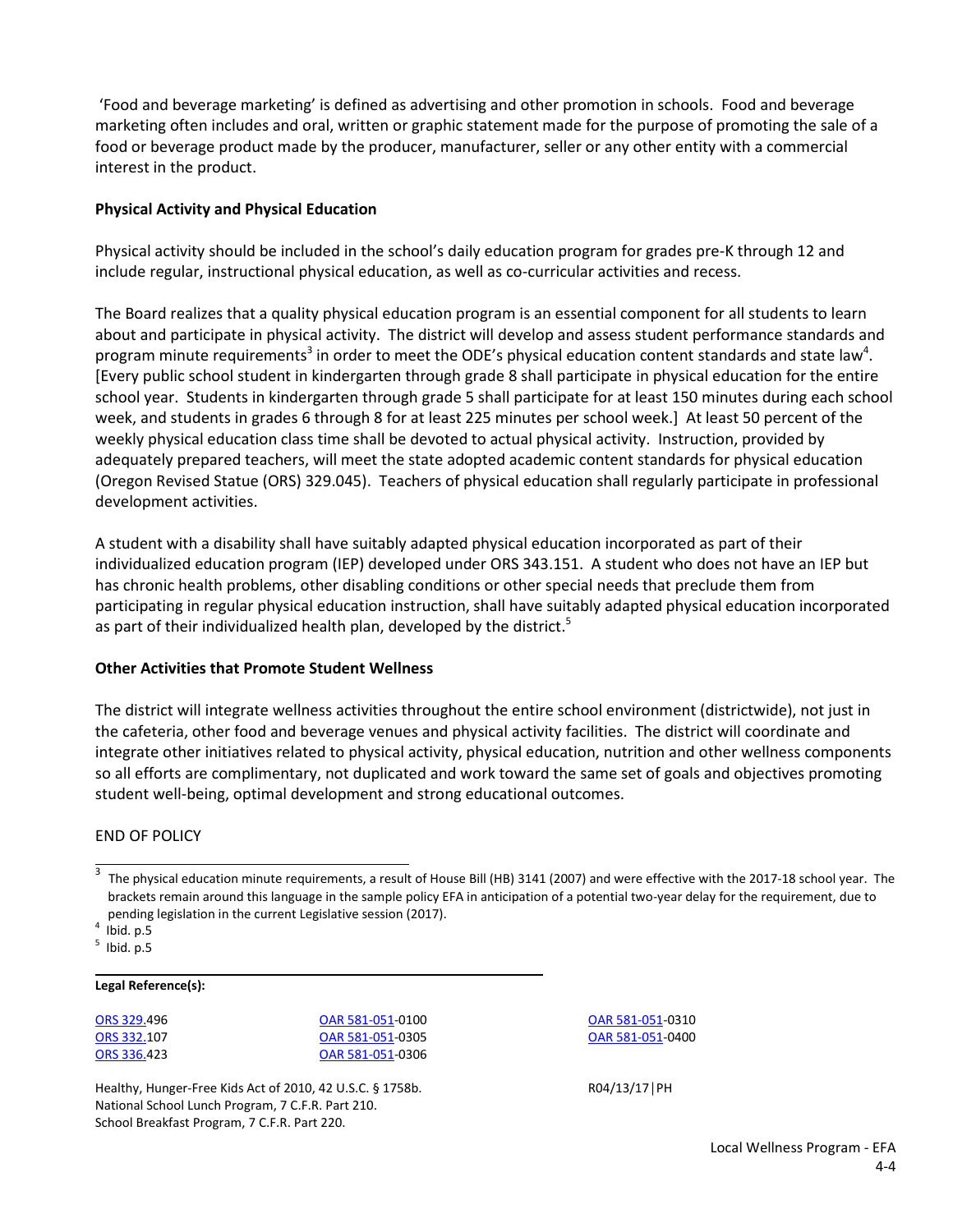'Food and beverage marketing' is defined as advertising and other promotion in schools. Food and beverage marketing often includes and oral, written or graphic statement made for the purpose of promoting the sale of a food or beverage product made by the producer, manufacturer, seller or any other entity with a commercial interest in the product.

**Physical Activity and Physical Education**

Physical activity should be included in the school's daily education program for grades pre-K through 12 and include regular, instructional physical education, as well as co-curricular activities and recess.

The Board realizes that a quality physical education program is an essential component for all students to learn about and participate in physical activity. The district will develop and assess student performance standards and program minute requirements[3] in order to meet the ODE's physical education content standards and state law[4]. [Every public school student in kindergarten through grade 8 shall participate in physical education for the entire school year. Students in kindergarten through grade 5 shall participate for at least 150 minutes during each school week, and students in grades 6 through 8 for at least 225 minutes per school week.] At least 50 percent of the weekly physical education class time shall be devoted to actual physical activity. Instruction, provided by adequately prepared teachers, will meet the state adopted academic content standards for physical education (Oregon Revised Statue (ORS) 329.045). Teachers of physical education shall regularly participate in professional development activities.

A student with a disability shall have suitably adapted physical education incorporated as part of their individualized education program (IEP) developed under ORS 343.151. A student who does not have an IEP but has chronic health problems, other disabling conditions or other special needs that preclude them from participating in regular physical education instruction, shall have suitably adapted physical education incorporated as part of their individualized health plan, developed by the district.[5]

**Other Activities that Promote Student Wellness**

The district will integrate wellness activities throughout the entire school environment (districtwide), not just in the cafeteria, other food and beverage venues and physical activity facilities. The district will coordinate and integrate other initiatives related to physical activity, physical education, nutrition and other wellness components so all efforts are complimentary, not duplicated and work toward the same set of goals and objectives promoting student well-being, optimal development and strong educational outcomes.

END OF POLICY

[3] The physical education minute requirements, a result of House Bill (HB) 3141 (2007) and were effective with the 2017-18 school year. The brackets remain around this language in the sample policy EFA in anticipation of a potential two-year delay for the requirement, due to pending legislation in the current Legislative session (2017).

[4] Ibid. p.5

[5] Ibid. p.5

**Legal Reference(s):**

| | | |
|---|---|---|
| ORS 329.496 | OAR 581-051-0100 | OAR 581-051-0310 |
| ORS 332.107 | OAR 581-051-0305 | OAR 581-051-0400 |
| ORS 336.423 | OAR 581-051-0306 | |

Healthy, Hunger-Free Kids Act of 2010, 42 U.S.C. § 1758b.
National School Lunch Program, 7 C.F.R. Part 210.
School Breakfast Program, 7 C.F.R. Part 220.

R04/13/17│PH